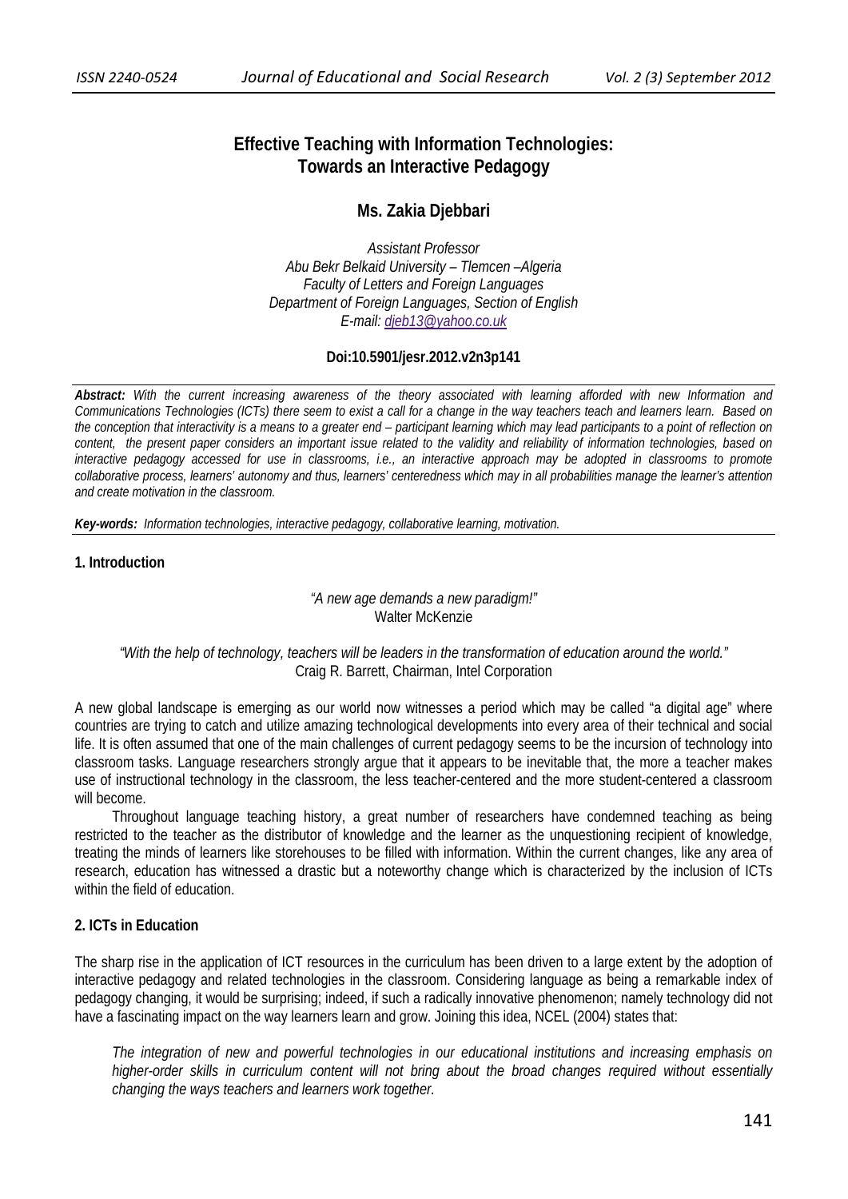# Effective Teaching with Information Technologies: Towards an Interactive Pedagogy

**Ms. Zakia Djebbari**

*Assistant Professor*
*Abu Bekr Belkaid University – Tlemcen –Algeria*
*Faculty of Letters and Foreign Languages*
*Department of Foreign Languages, Section of English*
*E-mail: djeb13@yahoo.co.uk*

**Doi:10.5901/jesr.2012.v2n3p141**

***Abstract:*** *With the current increasing awareness of the theory associated with learning afforded with new Information and Communications Technologies (ICTs) there seem to exist a call for a change in the way teachers teach and learners learn. Based on the conception that interactivity is a means to a greater end – participant learning which may lead participants to a point of reflection on content, the present paper considers an important issue related to the validity and reliability of information technologies, based on interactive pedagogy accessed for use in classrooms, i.e., an interactive approach may be adopted in classrooms to promote collaborative process, learners' autonomy and thus, learners' centeredness which may in all probabilities manage the learner's attention and create motivation in the classroom.*

***Key-words:*** *Information technologies, interactive pedagogy, collaborative learning, motivation.*

## 1. Introduction

*"A new age demands a new paradigm!"*
Walter McKenzie

*"With the help of technology, teachers will be leaders in the transformation of education around the world."*
Craig R. Barrett, Chairman, Intel Corporation

A new global landscape is emerging as our world now witnesses a period which may be called "a digital age" where countries are trying to catch and utilize amazing technological developments into every area of their technical and social life. It is often assumed that one of the main challenges of current pedagogy seems to be the incursion of technology into classroom tasks. Language researchers strongly argue that it appears to be inevitable that, the more a teacher makes use of instructional technology in the classroom, the less teacher-centered and the more student-centered a classroom will become.

Throughout language teaching history, a great number of researchers have condemned teaching as being restricted to the teacher as the distributor of knowledge and the learner as the unquestioning recipient of knowledge, treating the minds of learners like storehouses to be filled with information. Within the current changes, like any area of research, education has witnessed a drastic but a noteworthy change which is characterized by the inclusion of ICTs within the field of education.

## 2. ICTs in Education

The sharp rise in the application of ICT resources in the curriculum has been driven to a large extent by the adoption of interactive pedagogy and related technologies in the classroom. Considering language as being a remarkable index of pedagogy changing, it would be surprising; indeed, if such a radically innovative phenomenon; namely technology did not have a fascinating impact on the way learners learn and grow. Joining this idea, NCEL (2004) states that:

> *The integration of new and powerful technologies in our educational institutions and increasing emphasis on higher-order skills in curriculum content will not bring about the broad changes required without essentially changing the ways teachers and learners work together.*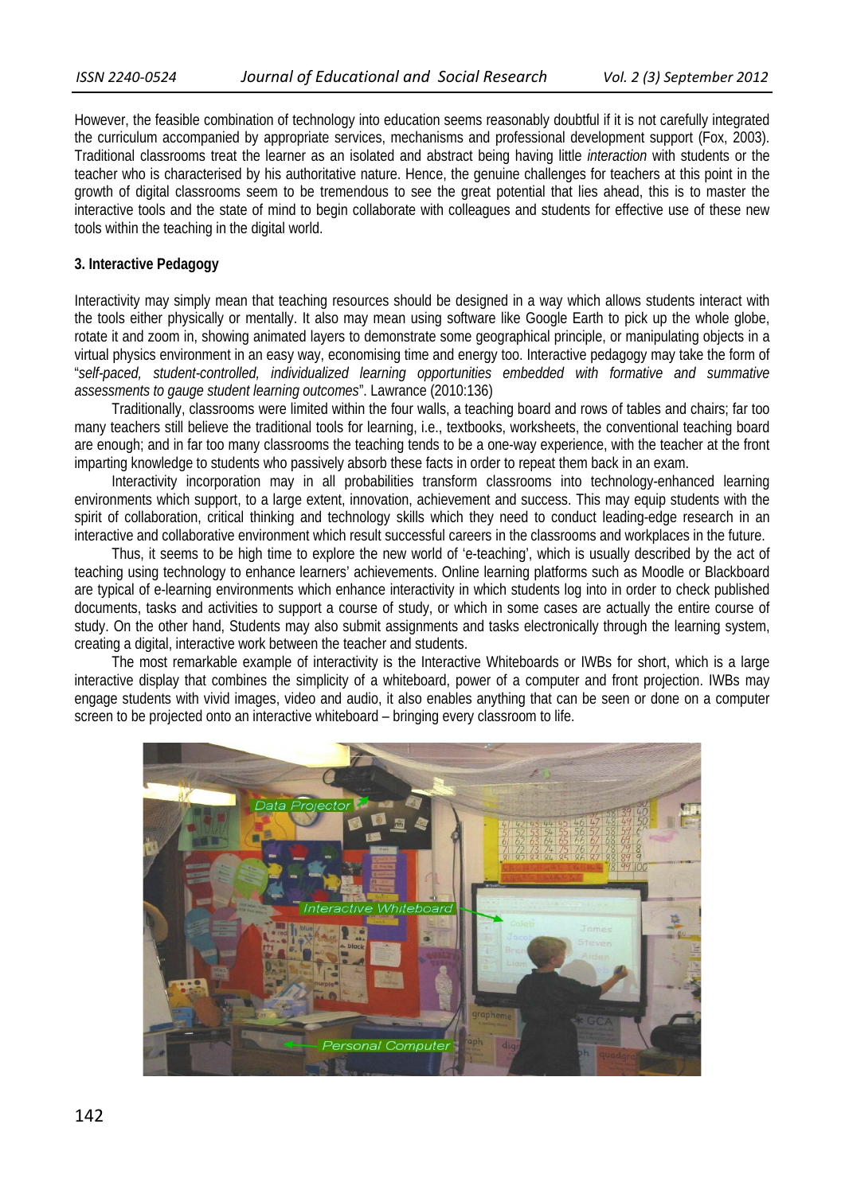However, the feasible combination of technology into education seems reasonably doubtful if it is not carefully integrated the curriculum accompanied by appropriate services, mechanisms and professional development support (Fox, 2003). Traditional classrooms treat the learner as an isolated and abstract being having little *interaction* with students or the teacher who is characterised by his authoritative nature. Hence, the genuine challenges for teachers at this point in the growth of digital classrooms seem to be tremendous to see the great potential that lies ahead, this is to master the interactive tools and the state of mind to begin collaborate with colleagues and students for effective use of these new tools within the teaching in the digital world.

**3. Interactive Pedagogy**

Interactivity may simply mean that teaching resources should be designed in a way which allows students interact with the tools either physically or mentally. It also may mean using software like Google Earth to pick up the whole globe, rotate it and zoom in, showing animated layers to demonstrate some geographical principle, or manipulating objects in a virtual physics environment in an easy way, economising time and energy too. Interactive pedagogy may take the form of "*self-paced, student-controlled, individualized learning opportunities embedded with formative and summative assessments to gauge student learning outcomes*". Lawrance (2010:136)

Traditionally, classrooms were limited within the four walls, a teaching board and rows of tables and chairs; far too many teachers still believe the traditional tools for learning, i.e., textbooks, worksheets, the conventional teaching board are enough; and in far too many classrooms the teaching tends to be a one-way experience, with the teacher at the front imparting knowledge to students who passively absorb these facts in order to repeat them back in an exam.

Interactivity incorporation may in all probabilities transform classrooms into technology-enhanced learning environments which support, to a large extent, innovation, achievement and success. This may equip students with the spirit of collaboration, critical thinking and technology skills which they need to conduct leading-edge research in an interactive and collaborative environment which result successful careers in the classrooms and workplaces in the future.

Thus, it seems to be high time to explore the new world of 'e-teaching', which is usually described by the act of teaching using technology to enhance learners' achievements. Online learning platforms such as Moodle or Blackboard are typical of e-learning environments which enhance interactivity in which students log into in order to check published documents, tasks and activities to support a course of study, or which in some cases are actually the entire course of study. On the other hand, Students may also submit assignments and tasks electronically through the learning system, creating a digital, interactive work between the teacher and students.

The most remarkable example of interactivity is the Interactive Whiteboards or IWBs for short, which is a large interactive display that combines the simplicity of a whiteboard, power of a computer and front projection. IWBs may engage students with vivid images, video and audio, it also enables anything that can be seen or done on a computer screen to be projected onto an interactive whiteboard – bringing every classroom to life.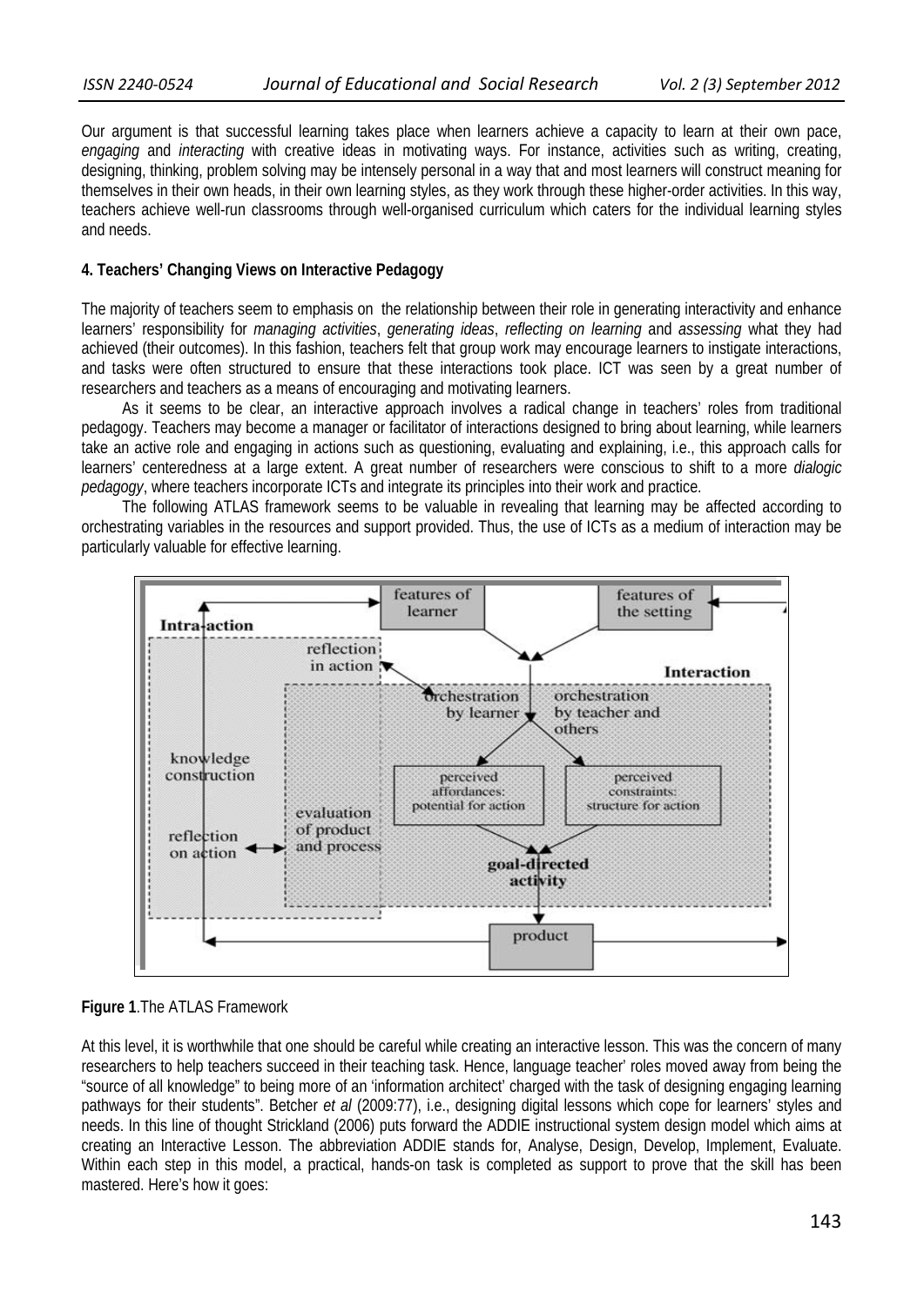Our argument is that successful learning takes place when learners achieve a capacity to learn at their own pace, *engaging* and *interacting* with creative ideas in motivating ways. For instance, activities such as writing, creating, designing, thinking, problem solving may be intensely personal in a way that and most learners will construct meaning for themselves in their own heads, in their own learning styles, as they work through these higher-order activities. In this way, teachers achieve well-run classrooms through well-organised curriculum which caters for the individual learning styles and needs.

#### 4. Teachers' Changing Views on Interactive Pedagogy

The majority of teachers seem to emphasis on the relationship between their role in generating interactivity and enhance learners' responsibility for *managing activities*, *generating ideas*, *reflecting on learning* and *assessing* what they had achieved (their outcomes). In this fashion, teachers felt that group work may encourage learners to instigate interactions, and tasks were often structured to ensure that these interactions took place. ICT was seen by a great number of researchers and teachers as a means of encouraging and motivating learners.

As it seems to be clear, an interactive approach involves a radical change in teachers' roles from traditional pedagogy. Teachers may become a manager or facilitator of interactions designed to bring about learning, while learners take an active role and engaging in actions such as questioning, evaluating and explaining, i.e., this approach calls for learners' centeredness at a large extent. A great number of researchers were conscious to shift to a more *dialogic pedagogy*, where teachers incorporate ICTs and integrate its principles into their work and practice.

The following ATLAS framework seems to be valuable in revealing that learning may be affected according to orchestrating variables in the resources and support provided. Thus, the use of ICTs as a medium of interaction may be particularly valuable for effective learning.

features of learner
features of the setting
Intra-action
reflection in action
Interaction
orchestration by learner
orchestration by teacher and others
knowledge construction
perceived affordances: potential for action
perceived constraints: structure for action
evaluation of product and process
reflection on action
goal-directed activity
product

**Figure 1**.The ATLAS Framework

At this level, it is worthwhile that one should be careful while creating an interactive lesson. This was the concern of many researchers to help teachers succeed in their teaching task. Hence, language teacher' roles moved away from being the "source of all knowledge" to being more of an 'information architect' charged with the task of designing engaging learning pathways for their students". Betcher *et al* (2009:77), i.e., designing digital lessons which cope for learners' styles and needs. In this line of thought Strickland (2006) puts forward the ADDIE instructional system design model which aims at creating an Interactive Lesson. The abbreviation ADDIE stands for, Analyse, Design, Develop, Implement, Evaluate. Within each step in this model, a practical, hands-on task is completed as support to prove that the skill has been mastered. Here's how it goes: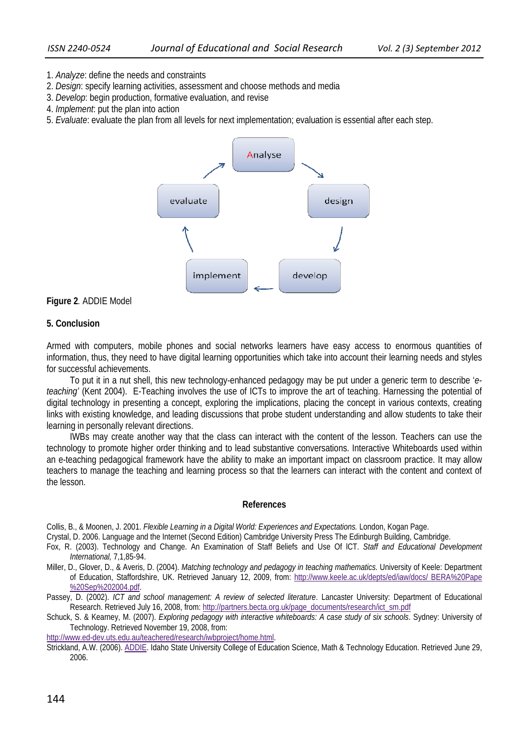1. *Analyze*: define the needs and constraints
2. *Design*: specify learning activities, assessment and choose methods and media
3. *Develop*: begin production, formative evaluation, and revise
4. *Implement*: put the plan into action
5. *Evaluate*: evaluate the plan from all levels for next implementation; evaluation is essential after each step.

Analyse

design

develop

implement

evaluate

**Figure 2**. ADDIE Model

## 5. Conclusion

Armed with computers, mobile phones and social networks learners have easy access to enormous quantities of information, thus, they need to have digital learning opportunities which take into account their learning needs and styles for successful achievements.

To put it in a nut shell, this new technology-enhanced pedagogy may be put under a generic term to describe '*e-teaching'* (Kent 2004). E-Teaching involves the use of ICTs to improve the art of teaching. Harnessing the potential of digital technology in presenting a concept, exploring the implications, placing the concept in various contexts, creating links with existing knowledge, and leading discussions that probe student understanding and allow students to take their learning in personally relevant directions.

IWBs may create another way that the class can interact with the content of the lesson. Teachers can use the technology to promote higher order thinking and to lead substantive conversations. Interactive Whiteboards used within an e-teaching pedagogical framework have the ability to make an important impact on classroom practice. It may allow teachers to manage the teaching and learning process so that the learners can interact with the content and context of the lesson.

## References

Collis, B., & Moonen, J. 2001. *Flexible Learning in a Digital World: Experiences and Expectations.* London, Kogan Page.

Crystal, D. 2006. Language and the Internet (Second Edition) Cambridge University Press The Edinburgh Building, Cambridge.

Fox, R. (2003). Technology and Change. An Examination of Staff Beliefs and Use Of ICT. *Staff and Educational Development International,* 7,1,85-94.

Miller, D., Glover, D., & Averis, D. (2004). *Matching technology and pedagogy in teaching mathematics*. University of Keele: Department of Education, Staffordshire, UK. Retrieved January 12, 2009, from: http://www.keele.ac.uk/depts/ed/iaw/docs/ BERA%20Pape %20Sep%202004.pdf.

Passey, D. (2002). *ICT and school management: A review of selected literature*. Lancaster University: Department of Educational Research. Retrieved July 16, 2008, from: http://partners.becta.org.uk/page_documents/research/ict_sm.pdf

Schuck, S. & Kearney, M. (2007). *Exploring pedagogy with interactive whiteboards: A case study of six schools*. Sydney: University of Technology. Retrieved November 19, 2008, from:
http://www.ed-dev.uts.edu.au/teachered/research/iwbproject/home.html.

Strickland, A.W. (2006). ADDIE. Idaho State University College of Education Science, Math & Technology Education. Retrieved June 29, 2006.